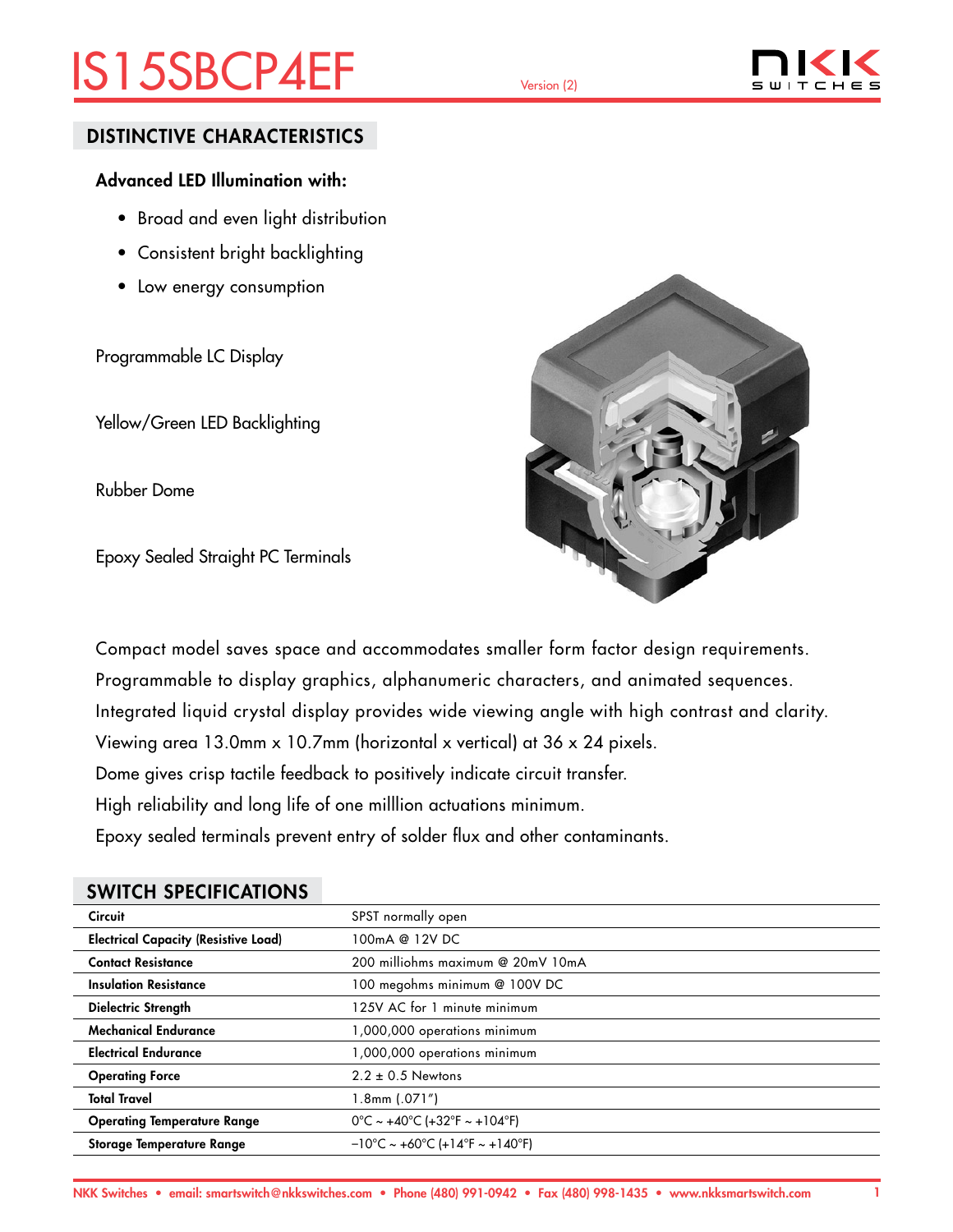# IS15SBCP4EF

Version (2)

## DISTINCTIVE CHARACTERISTICS

**Advanced LED Illumination with:**

- Broad and even light distribution
- Consistent bright backlighting
- Low energy consumption

Programmable LC Display

Yellow/Green LED Backlighting

Rubber Dome

Epoxy Sealed Straight PC Terminals

Compact model saves space and accommodates smaller form factor design requirements.
Programmable to display graphics, alphanumeric characters, and animated sequences.
Integrated liquid crystal display provides wide viewing angle with high contrast and clarity.
Viewing area 13.0mm x 10.7mm (horizontal x vertical) at 36 x 24 pixels.
Dome gives crisp tactile feedback to positively indicate circuit transfer.
High reliability and long life of one milllion actuations minimum.
Epoxy sealed terminals prevent entry of solder flux and other contaminants.

## SWITCH SPECIFICATIONS

| | |
|---|---|
| **Circuit** | SPST normally open |
| **Electrical Capacity (Resistive Load)** | 100mA @ 12V DC |
| **Contact Resistance** | 200 milliohms maximum @ 20mV 10mA |
| **Insulation Resistance** | 100 megohms minimum @ 100V DC |
| **Dielectric Strength** | 125V AC for 1 minute minimum |
| **Mechanical Endurance** | 1,000,000 operations minimum |
| **Electrical Endurance** | 1,000,000 operations minimum |
| **Operating Force** | 2.2 ± 0.5 Newtons |
| **Total Travel** | 1.8mm (.071″) |
| **Operating Temperature Range** | 0°C ~ +40°C (+32°F ~ +104°F) |
| **Storage Temperature Range** | −10°C ~ +60°C (+14°F ~ +140°F) |

NKK Switches • email: smartswitch@nkkswitches.com • Phone (480) 991-0942 • Fax (480) 998-1435 • www.nkksmartswitch.com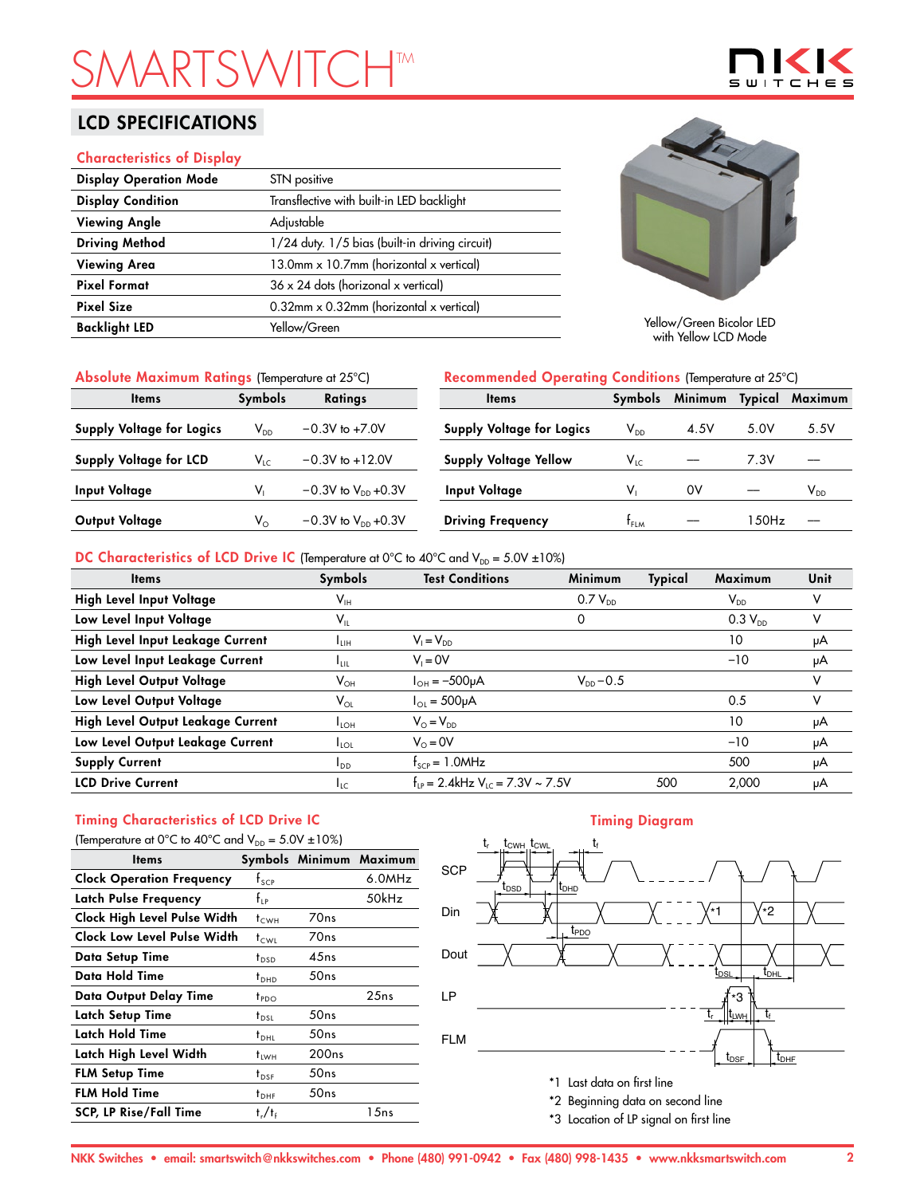# SMARTSWITCH™

## LCD SPECIFICATIONS

### Characteristics of Display

| | |
|---|---|
| **Display Operation Mode** | STN positive |
| **Display Condition** | Transflective with built-in LED backlight |
| **Viewing Angle** | Adjustable |
| **Driving Method** | 1/24 duty. 1/5 bias (built-in driving circuit) |
| **Viewing Area** | 13.0mm x 10.7mm (horizontal x vertical) |
| **Pixel Format** | 36 x 24 dots (horizonal x vertical) |
| **Pixel Size** | 0.32mm x 0.32mm (horizontal x vertical) |
| **Backlight LED** | Yellow/Green |

Yellow/Green Bicolor LED with Yellow LCD Mode

### Absolute Maximum Ratings (Temperature at 25°C)

| Items | Symbols | Ratings |
|---|---|---|
| **Supply Voltage for Logics** | $V_{DD}$ | −0.3V to +7.0V |
| **Supply Voltage for LCD** | $V_{LC}$ | −0.3V to +12.0V |
| **Input Voltage** | $V_I$ | −0.3V to $V_{DD}$ +0.3V |
| **Output Voltage** | $V_O$ | −0.3V to $V_{DD}$ +0.3V |

### Recommended Operating Conditions (Temperature at 25°C)

| Items | Symbols | Minimum | Typical | Maximum |
|---|---|---|---|---|
| **Supply Voltage for Logics** | $V_{DD}$ | 4.5V | 5.0V | 5.5V |
| **Supply Voltage Yellow** | $V_{LC}$ | — | 7.3V | — |
| **Input Voltage** | $V_I$ | 0V | — | $V_{DD}$ |
| **Driving Frequency** | $f_{FLM}$ | — | 150Hz | — |

### DC Characteristics of LCD Drive IC (Temperature at 0°C to 40°C and $V_{DD}$ = 5.0V ±10%)

| Items | Symbols | Test Conditions | Minimum | Typical | Maximum | Unit |
|---|---|---|---|---|---|---|
| **High Level Input Voltage** | $V_{IH}$ | | 0.7 $V_{DD}$ | | $V_{DD}$ | V |
| **Low Level Input Voltage** | $V_{IL}$ | | 0 | | 0.3 $V_{DD}$ | V |
| **High Level Input Leakage Current** | $I_{LIH}$ | $V_I = V_{DD}$ | | | 10 | μA |
| **Low Level Input Leakage Current** | $I_{LIL}$ | $V_I$ = 0V | | | −10 | μA |
| **High Level Output Voltage** | $V_{OH}$ | $I_{OH}$ = −500μA | $V_{DD}$ − 0.5 | | | V |
| **Low Level Output Voltage** | $V_{OL}$ | $I_{OL}$ = 500μA | | | 0.5 | V |
| **High Level Output Leakage Current** | $I_{LOH}$ | $V_O = V_{DD}$ | | | 10 | μA |
| **Low Level Output Leakage Current** | $I_{LOL}$ | $V_O$ = 0V | | | −10 | μA |
| **Supply Current** | $I_{DD}$ | $f_{SCP}$ = 1.0MHz | | | 500 | μA |
| **LCD Drive Current** | $I_{LC}$ | $f_{LP}$ = 2.4kHz $V_{LC}$ = 7.3V ~ 7.5V | | 500 | 2,000 | μA |

### Timing Characteristics of LCD Drive IC

(Temperature at 0°C to 40°C and $V_{DD}$ = 5.0V ±10%)

| Items | Symbols | Minimum | Maximum |
|---|---|---|---|
| **Clock Operation Frequency** | $f_{SCP}$ | | 6.0MHz |
| **Latch Pulse Frequency** | $f_{LP}$ | | 50kHz |
| **Clock High Level Pulse Width** | $t_{CWH}$ | 70ns | |
| **Clock Low Level Pulse Width** | $t_{CWL}$ | 70ns | |
| **Data Setup Time** | $t_{DSD}$ | 45ns | |
| **Data Hold Time** | $t_{DHD}$ | 50ns | |
| **Data Output Delay Time** | $t_{PDO}$ | | 25ns |
| **Latch Setup Time** | $t_{DSL}$ | 50ns | |
| **Latch Hold Time** | $t_{DHL}$ | 50ns | |
| **Latch High Level Width** | $t_{LWH}$ | 200ns | |
| **FLM Setup Time** | $t_{DSF}$ | 50ns | |
| **FLM Hold Time** | $t_{DHF}$ | 50ns | |
| **SCP, LP Rise/Fall Time** | $t_r/t_f$ | | 15ns |

### Timing Diagram

*1 Last data on first line

*2 Beginning data on second line

*3 Location of LP signal on first line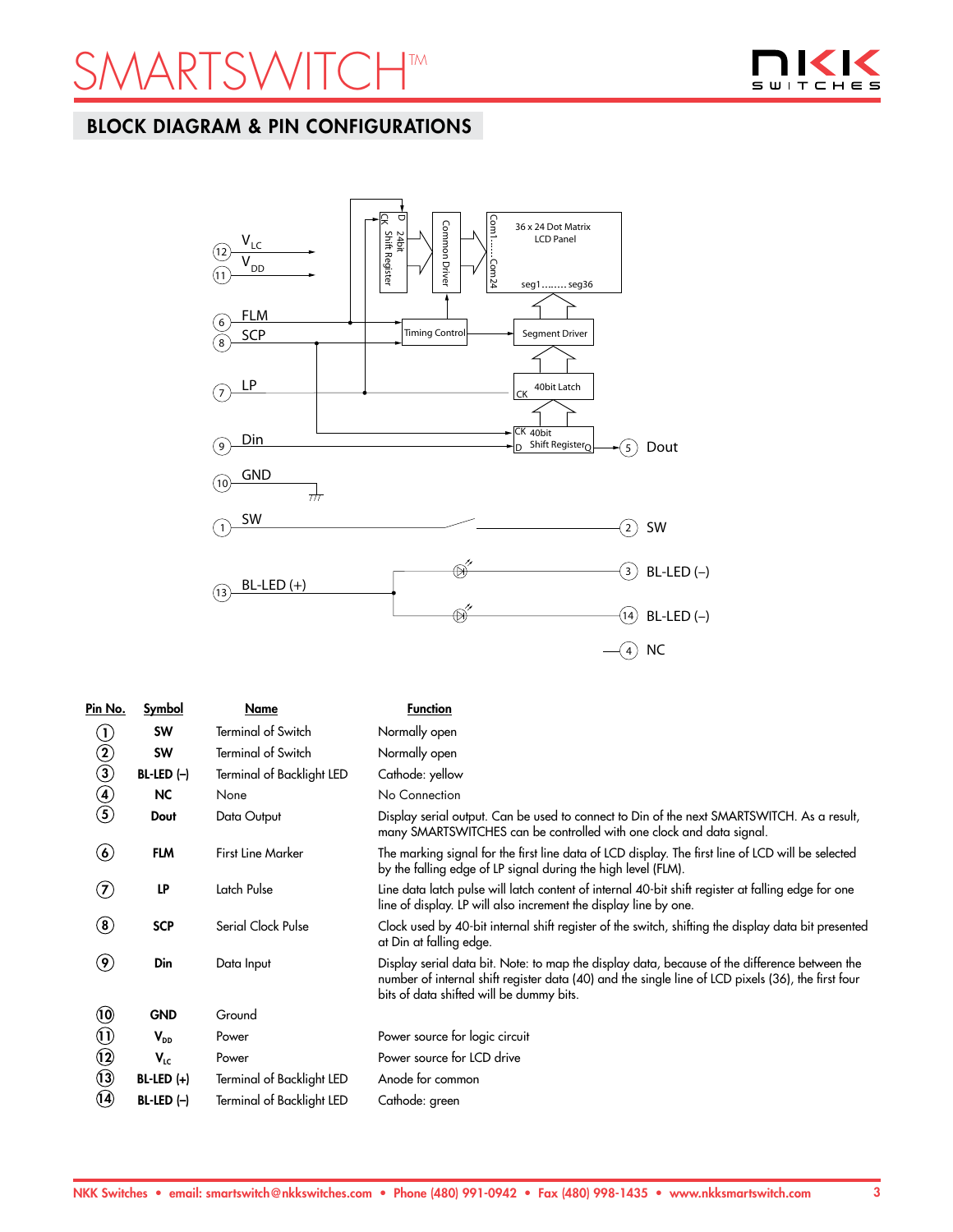## BLOCK DIAGRAM & PIN CONFIGURATIONS

| Pin No. | Symbol | Name | Function |
|---|---|---|---|
| 1 | SW | Terminal of Switch | Normally open |
| 2 | SW | Terminal of Switch | Normally open |
| 3 | BL-LED (–) | Terminal of Backlight LED | Cathode: yellow |
| 4 | NC | None | No Connection |
| 5 | Dout | Data Output | Display serial output. Can be used to connect to Din of the next SMARTSWITCH. As a result, many SMARTSWITCHES can be controlled with one clock and data signal. |
| 6 | FLM | First Line Marker | The marking signal for the first line data of LCD display. The first line of LCD will be selected by the falling edge of LP signal during the high level (FLM). |
| 7 | LP | Latch Pulse | Line data latch pulse will latch content of internal 40-bit shift register at falling edge for one line of display. LP will also increment the display line by one. |
| 8 | SCP | Serial Clock Pulse | Clock used by 40-bit internal shift register of the switch, shifting the display data bit presented at Din at falling edge. |
| 9 | Din | Data Input | Display serial data bit. Note: to map the display data, because of the difference between the number of internal shift register data (40) and the single line of LCD pixels (36), the first four bits of data shifted will be dummy bits. |
| 10 | GND | Ground | |
| 11 | $V_{DD}$ | Power | Power source for logic circuit |
| 12 | $V_{LC}$ | Power | Power source for LCD drive |
| 13 | BL-LED (+) | Terminal of Backlight LED | Anode for common |
| 14 | BL-LED (–) | Terminal of Backlight LED | Cathode: green |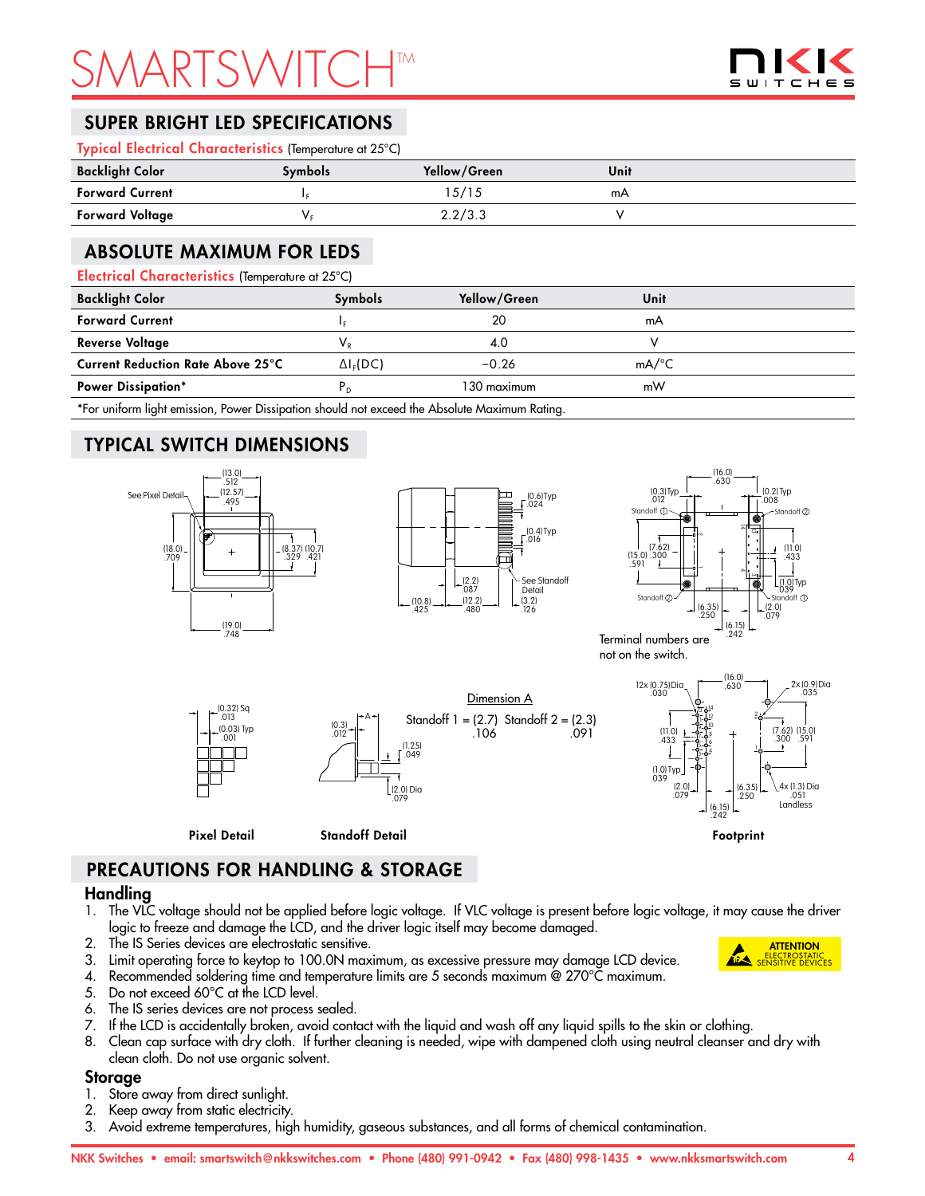# SMARTSWITCH™

## SUPER BRIGHT LED SPECIFICATIONS

**Typical Electrical Characteristics** (Temperature at 25°C)

| Backlight Color | Symbols | Yellow/Green | Unit |
|---|---|---|---|
| Forward Current | $I_F$ | 15/15 | mA |
| Forward Voltage | $V_F$ | 2.2/3.3 | V |

## ABSOLUTE MAXIMUM FOR LEDS

**Electrical Characteristics** (Temperature at 25°C)

| Backlight Color | Symbols | Yellow/Green | Unit |
|---|---|---|---|
| Forward Current | $I_F$ | 20 | mA |
| Reverse Voltage | $V_R$ | 4.0 | V |
| Current Reduction Rate Above 25°C | $\Delta I_F$(DC) | −0.26 | mA/°C |
| Power Dissipation* | $P_D$ | 130 maximum | mW |

*For uniform light emission, Power Dissipation should not exceed the Absolute Maximum Rating.

## TYPICAL SWITCH DIMENSIONS

See Pixel Detail (13.0) .512 (12.57) .495 (18.0) .709 (8.37) .329 (10.7) .421 (19.0) .748

(0.6) Typ .024 (0.4) Typ .016 (2.2) .087 See Standoff Detail (10.8) .425 (12.2) .480 (3.2) .126

(16.0) .630 (0.3) Typ .012 (0.2) Typ .008 Standoff ① Standoff ② (7.62) .300 (15.0) .591 (11.0) .433 (1.0) Typ .039 Standoff ② Standoff ① (6.35) .250 (2.0) .079 (6.15) .242

Terminal numbers are not on the switch.

(0.32) Sq .013 (0.03) Typ .001

**Pixel Detail**

(0.3) .012 A (1.25) .049 (2.0) Dia .079

**Standoff Detail**

Dimension A

Standoff 1 = (2.7) .106 Standoff 2 = (2.3) .091

12x (0.75) Dia .030 (16.0) .630 2x (0.9) Dia .035 (11.0) .433 (7.62) .300 (15.0) .591 (1.0) Typ .039 (2.0) .079 (6.35) .250 (6.15) .242 4x (1.3) Dia .051 Landless

**Footprint**

## PRECAUTIONS FOR HANDLING & STORAGE

### Handling

1. The VLC voltage should not be applied before logic voltage. If VLC voltage is present before logic voltage, it may cause the driver logic to freeze and damage the LCD, and the driver logic itself may become damaged.
2. The IS Series devices are electrostatic sensitive.
3. Limit operating force to keytop to 100.0N maximum, as excessive pressure may damage LCD device.
4. Recommended soldering time and temperature limits are 5 seconds maximum @ 270°C maximum.
5. Do not exceed 60°C at the LCD level.
6. The IS series devices are not process sealed.
7. If the LCD is accidentally broken, avoid contact with the liquid and wash off any liquid spills to the skin or clothing.
8. Clean cap surface with dry cloth. If further cleaning is needed, wipe with dampened cloth using neutral cleanser and dry with clean cloth. Do not use organic solvent.

ATTENTION ELECTROSTATIC SENSITIVE DEVICES

### Storage

1. Store away from direct sunlight.
2. Keep away from static electricity.
3. Avoid extreme temperatures, high humidity, gaseous substances, and all forms of chemical contamination.

NKK Switches • email: smartswitch@nkkswitches.com • Phone (480) 991-0942 • Fax (480) 998-1435 • www.nkksmartswitch.com